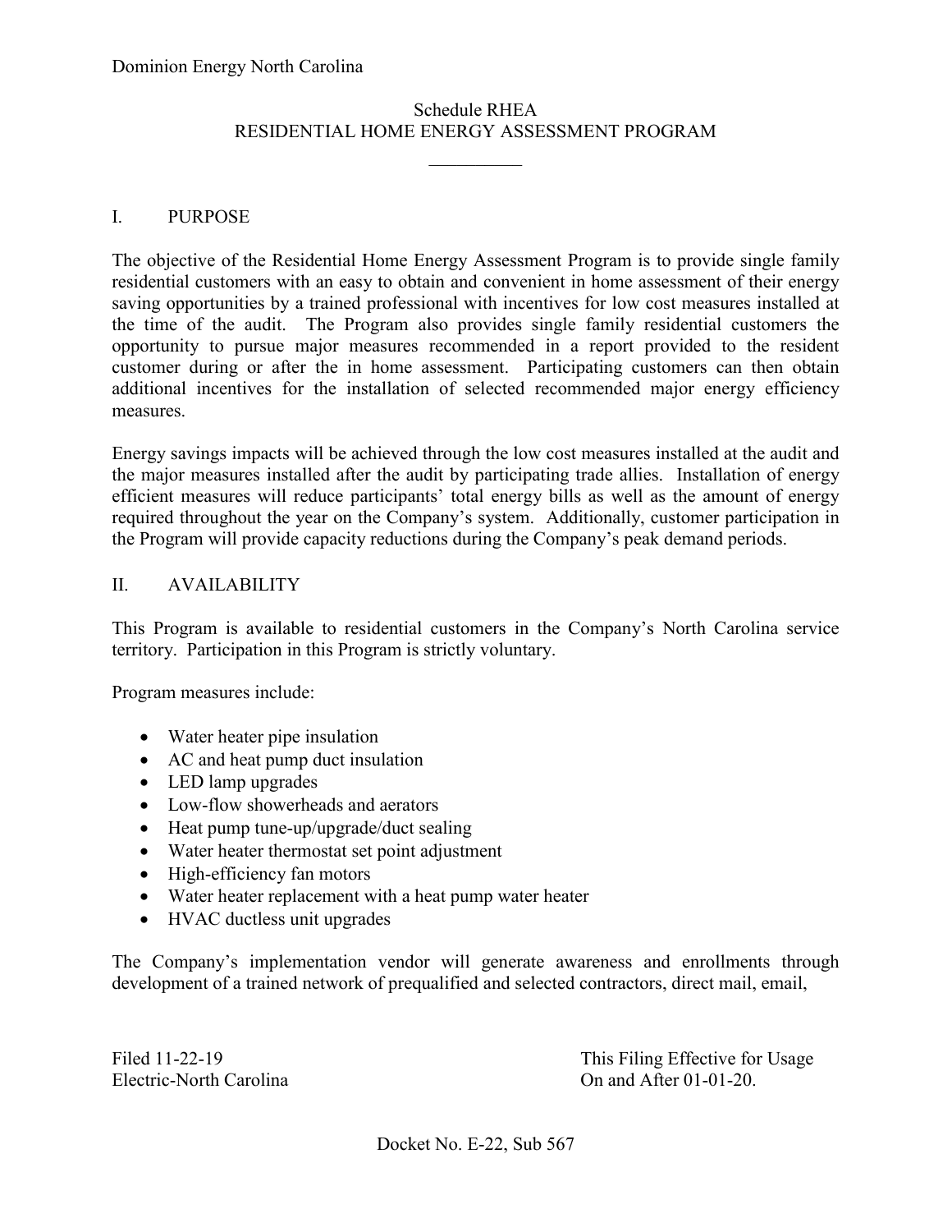Dominion Energy North Carolina

# Schedule RHEA
# RESIDENTIAL HOME ENERGY ASSESSMENT PROGRAM

## I. PURPOSE

The objective of the Residential Home Energy Assessment Program is to provide single family residential customers with an easy to obtain and convenient in home assessment of their energy saving opportunities by a trained professional with incentives for low cost measures installed at the time of the audit. The Program also provides single family residential customers the opportunity to pursue major measures recommended in a report provided to the resident customer during or after the in home assessment. Participating customers can then obtain additional incentives for the installation of selected recommended major energy efficiency measures.

Energy savings impacts will be achieved through the low cost measures installed at the audit and the major measures installed after the audit by participating trade allies. Installation of energy efficient measures will reduce participants' total energy bills as well as the amount of energy required throughout the year on the Company's system. Additionally, customer participation in the Program will provide capacity reductions during the Company's peak demand periods.

## II. AVAILABILITY

This Program is available to residential customers in the Company's North Carolina service territory. Participation in this Program is strictly voluntary.

Program measures include:

- Water heater pipe insulation
- AC and heat pump duct insulation
- LED lamp upgrades
- Low-flow showerheads and aerators
- Heat pump tune-up/upgrade/duct sealing
- Water heater thermostat set point adjustment
- High-efficiency fan motors
- Water heater replacement with a heat pump water heater
- HVAC ductless unit upgrades

The Company's implementation vendor will generate awareness and enrollments through development of a trained network of prequalified and selected contractors, direct mail, email,

Filed 11-22-19
Electric-North Carolina

This Filing Effective for Usage
On and After 01-01-20.

Docket No. E-22, Sub 567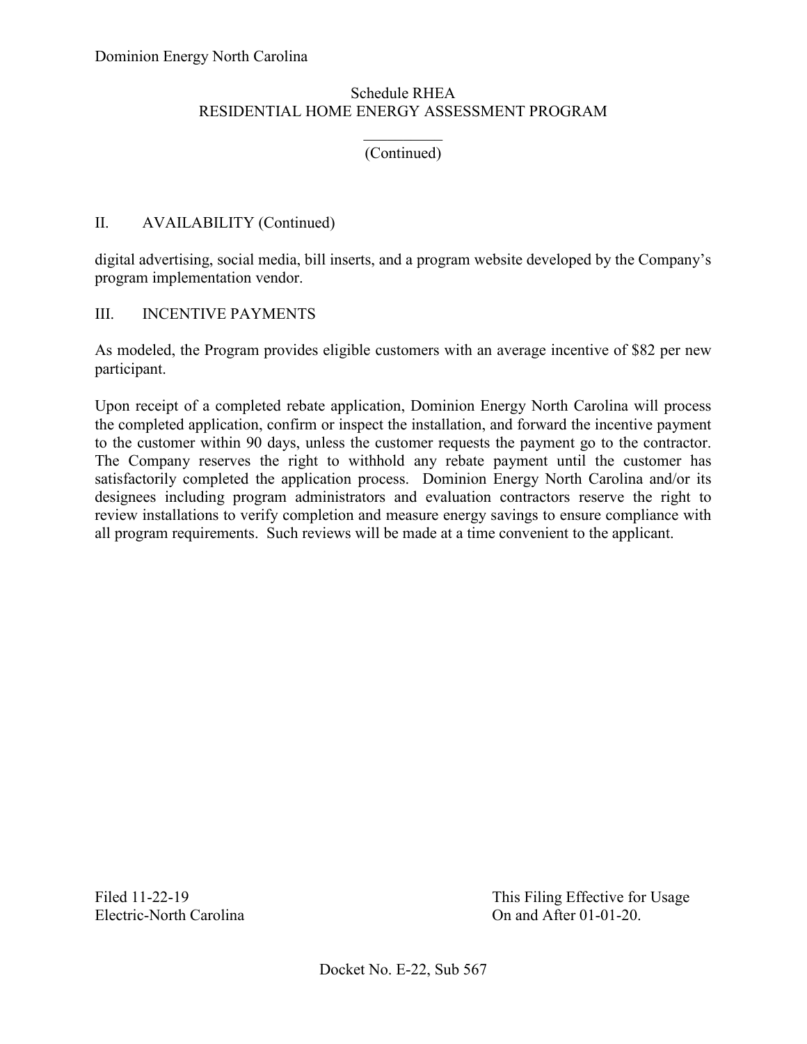## II. AVAILABILITY (Continued)

digital advertising, social media, bill inserts, and a program website developed by the Company's program implementation vendor.

## III. INCENTIVE PAYMENTS

As modeled, the Program provides eligible customers with an average incentive of $82 per new participant.

Upon receipt of a completed rebate application, Dominion Energy North Carolina will process the completed application, confirm or inspect the installation, and forward the incentive payment to the customer within 90 days, unless the customer requests the payment go to the contractor. The Company reserves the right to withhold any rebate payment until the customer has satisfactorily completed the application process. Dominion Energy North Carolina and/or its designees including program administrators and evaluation contractors reserve the right to review installations to verify completion and measure energy savings to ensure compliance with all program requirements. Such reviews will be made at a time convenient to the applicant.